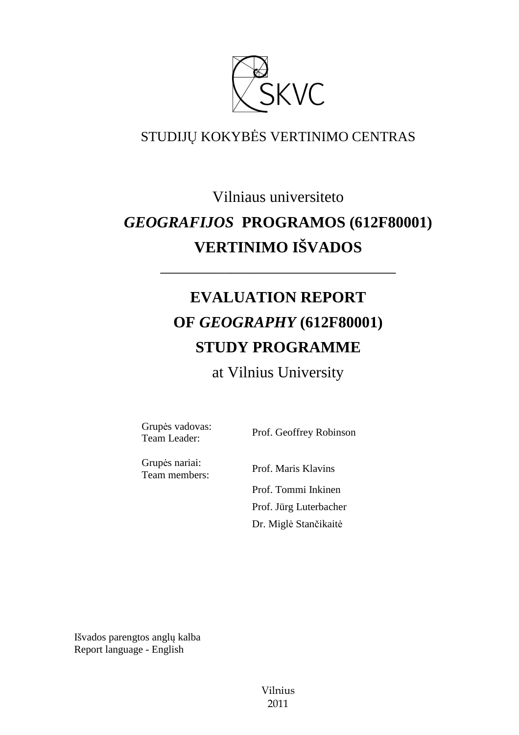SKVC

STUDIJŲ KOKYBĖS VERTINIMO CENTRAS

# Vilniaus universiteto *GEOGRAFIJOS* PROGRAMOS (612F80001) VERTINIMO IŠVADOS

---

# EVALUATION REPORT OF *GEOGRAPHY* (612F80001) STUDY PROGRAMME

at Vilnius University

| | |
|---|---|
| Grupės vadovas: Team Leader: | Prof. Geoffrey Robinson |
| Grupės nariai: Team members: | Prof. Maris Klavins |
| | Prof. Tommi Inkinen |
| | Prof. Jürg Luterbacher |
| | Dr. Miglė Stančikaitė |

Išvados parengtos anglų kalba
Report language - English

Vilnius
2011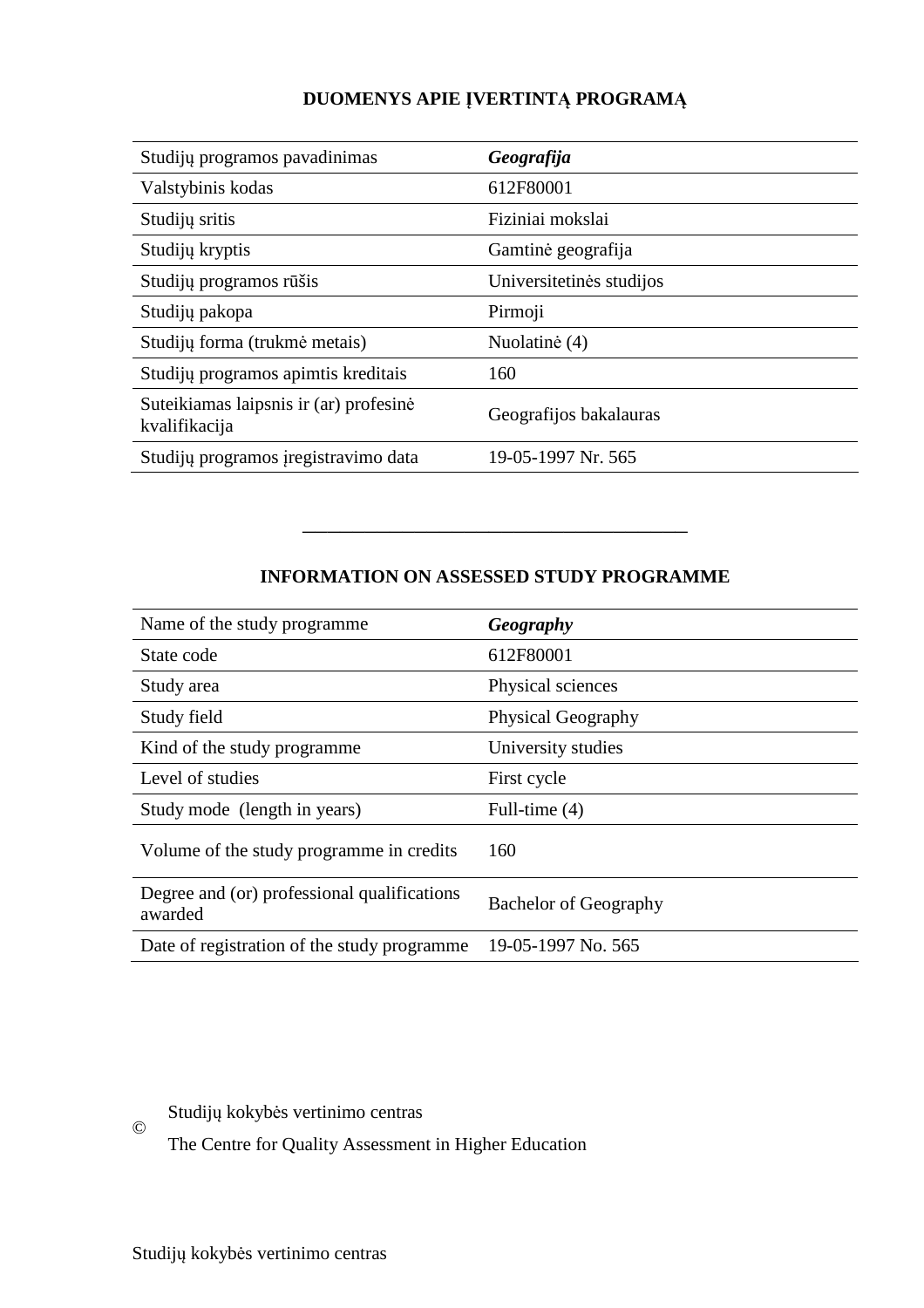## DUOMENYS APIE ĮVERTINTĄ PROGRAMĄ

| Studijų programos pavadinimas | ***Geografija*** |
|---|---|
| Valstybinis kodas | 612F80001 |
| Studijų sritis | Fiziniai mokslai |
| Studijų kryptis | Gamtinė geografija |
| Studijų programos rūšis | Universitetinės studijos |
| Studijų pakopa | Pirmoji |
| Studijų forma (trukmė metais) | Nuolatinė (4) |
| Studijų programos apimtis kreditais | 160 |
| Suteikiamas laipsnis ir (ar) profesinė kvalifikacija | Geografijos bakalauras |
| Studijų programos įregistravimo data | 19-05-1997 Nr. 565 |

---

## INFORMATION ON ASSESSED STUDY PROGRAMME

| Name of the study programme | ***Geography*** |
|---|---|
| State code | 612F80001 |
| Study area | Physical sciences |
| Study field | Physical Geography |
| Kind of the study programme | University studies |
| Level of studies | First cycle |
| Study mode (length in years) | Full-time (4) |
| Volume of the study programme in credits | 160 |
| Degree and (or) professional qualifications awarded | Bachelor of Geography |
| Date of registration of the study programme | 19-05-1997 No. 565 |

© Studijų kokybės vertinimo centras
The Centre for Quality Assessment in Higher Education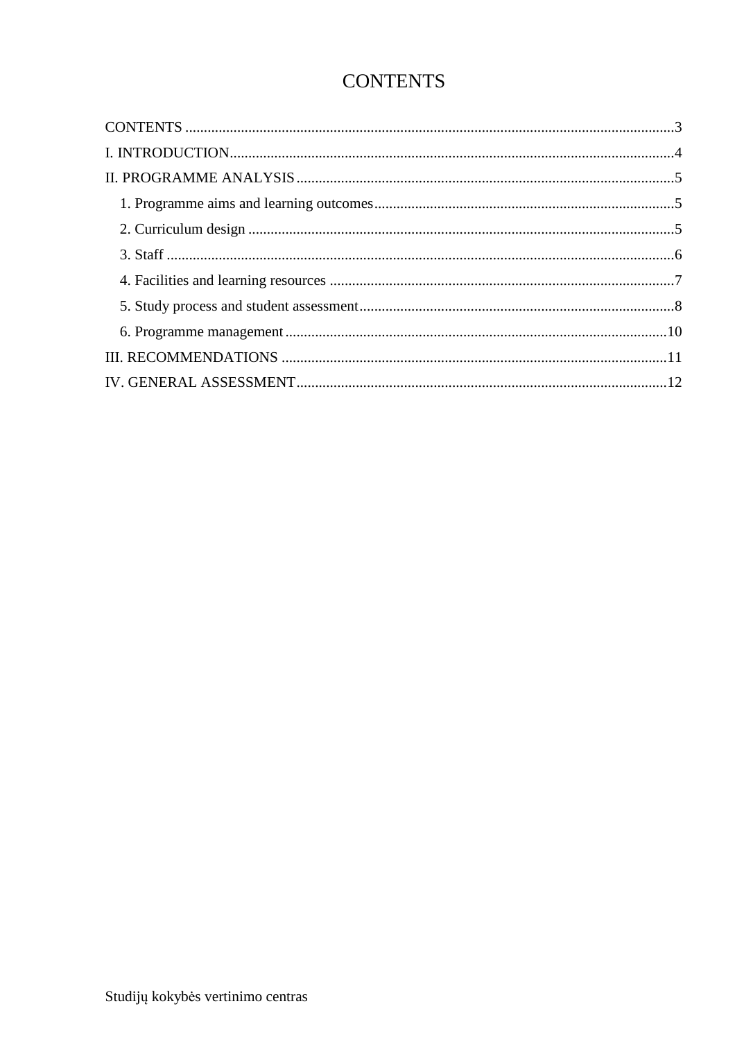# CONTENTS

CONTENTS ..................................................................................................................................3

I. INTRODUCTION.......................................................................................................................4

II. PROGRAMME ANALYSIS.....................................................................................................5

  1. Programme aims and learning outcomes................................................................................5

  2. Curriculum design ..................................................................................................................5

  3. Staff ........................................................................................................................................6

  4. Facilities and learning resources ............................................................................................7

  5. Study process and student assessment....................................................................................8

  6. Programme management......................................................................................................10

III. RECOMMENDATIONS .......................................................................................................11

IV. GENERAL ASSESSMENT...................................................................................................12

Studijų kokybės vertinimo centras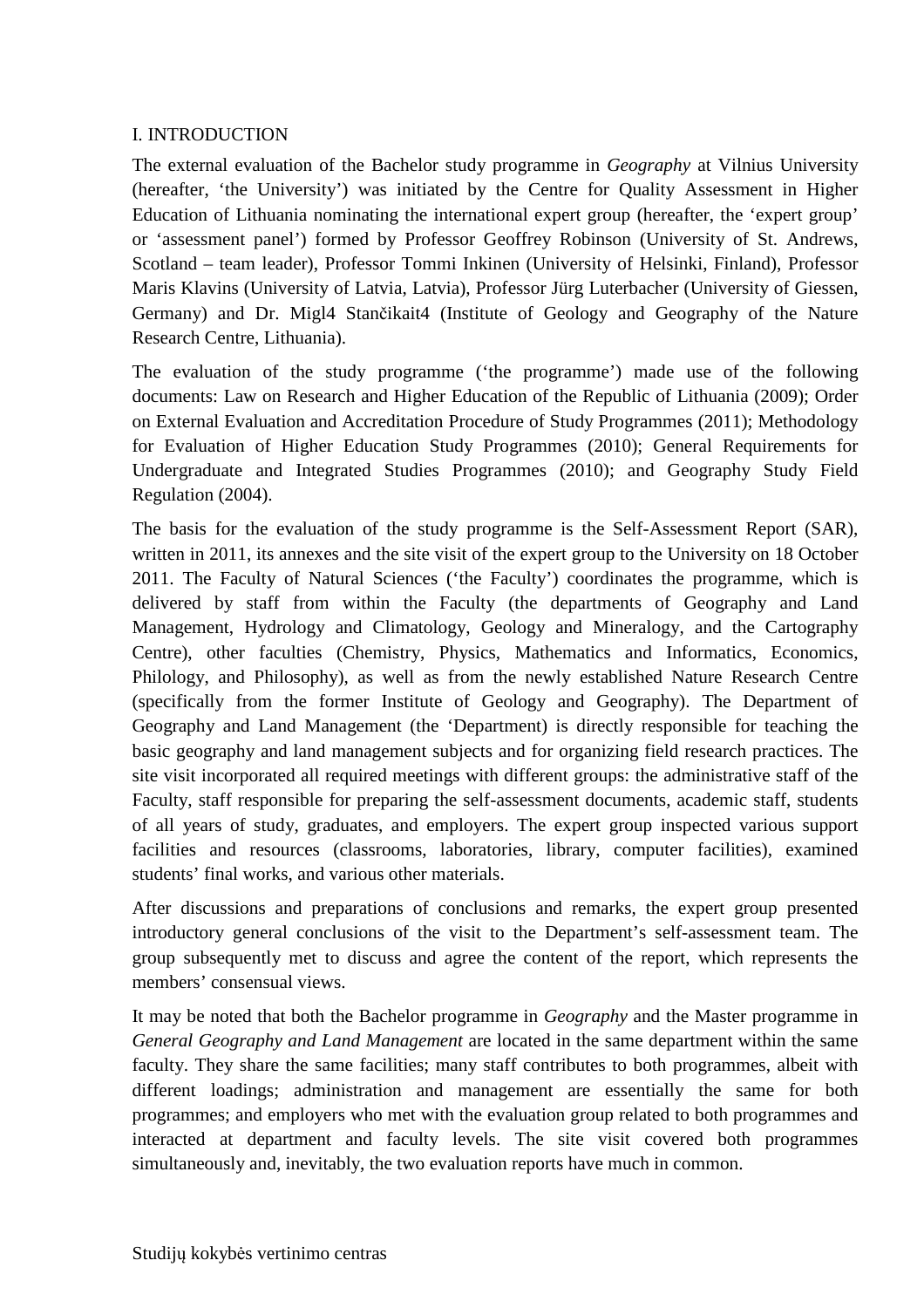## I. INTRODUCTION

The external evaluation of the Bachelor study programme in *Geography* at Vilnius University (hereafter, 'the University') was initiated by the Centre for Quality Assessment in Higher Education of Lithuania nominating the international expert group (hereafter, the 'expert group' or 'assessment panel') formed by Professor Geoffrey Robinson (University of St. Andrews, Scotland – team leader), Professor Tommi Inkinen (University of Helsinki, Finland), Professor Maris Klavins (University of Latvia, Latvia), Professor Jürg Luterbacher (University of Giessen, Germany) and Dr. Migl4 Stančikait4 (Institute of Geology and Geography of the Nature Research Centre, Lithuania).

The evaluation of the study programme ('the programme') made use of the following documents: Law on Research and Higher Education of the Republic of Lithuania (2009); Order on External Evaluation and Accreditation Procedure of Study Programmes (2011); Methodology for Evaluation of Higher Education Study Programmes (2010); General Requirements for Undergraduate and Integrated Studies Programmes (2010); and Geography Study Field Regulation (2004).

The basis for the evaluation of the study programme is the Self-Assessment Report (SAR), written in 2011, its annexes and the site visit of the expert group to the University on 18 October 2011. The Faculty of Natural Sciences ('the Faculty') coordinates the programme, which is delivered by staff from within the Faculty (the departments of Geography and Land Management, Hydrology and Climatology, Geology and Mineralogy, and the Cartography Centre), other faculties (Chemistry, Physics, Mathematics and Informatics, Economics, Philology, and Philosophy), as well as from the newly established Nature Research Centre (specifically from the former Institute of Geology and Geography). The Department of Geography and Land Management (the 'Department) is directly responsible for teaching the basic geography and land management subjects and for organizing field research practices. The site visit incorporated all required meetings with different groups: the administrative staff of the Faculty, staff responsible for preparing the self-assessment documents, academic staff, students of all years of study, graduates, and employers. The expert group inspected various support facilities and resources (classrooms, laboratories, library, computer facilities), examined students' final works, and various other materials.

After discussions and preparations of conclusions and remarks, the expert group presented introductory general conclusions of the visit to the Department's self-assessment team. The group subsequently met to discuss and agree the content of the report, which represents the members' consensual views.

It may be noted that both the Bachelor programme in *Geography* and the Master programme in *General Geography and Land Management* are located in the same department within the same faculty. They share the same facilities; many staff contributes to both programmes, albeit with different loadings; administration and management are essentially the same for both programmes; and employers who met with the evaluation group related to both programmes and interacted at department and faculty levels. The site visit covered both programmes simultaneously and, inevitably, the two evaluation reports have much in common.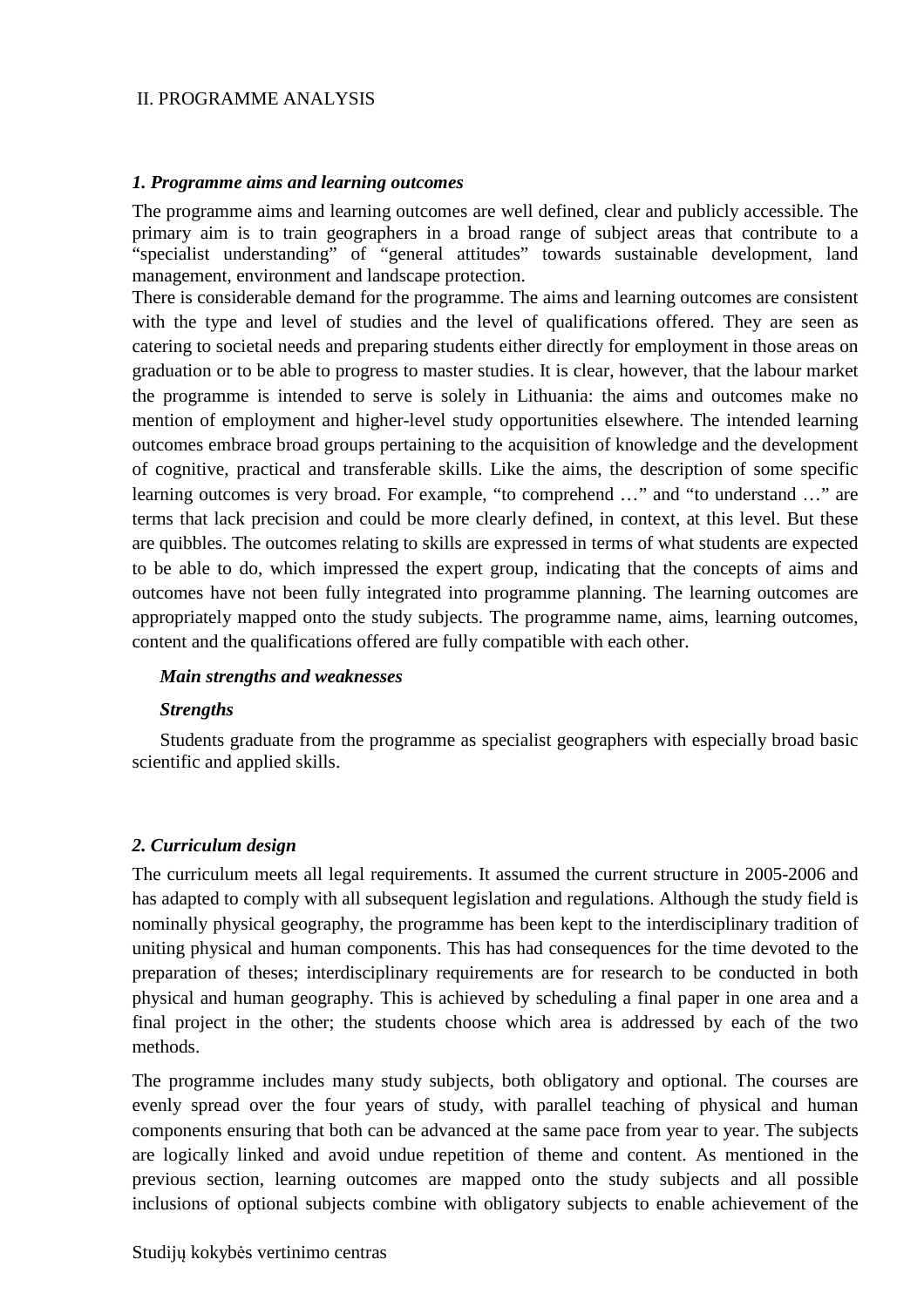II. PROGRAMME ANALYSIS

***1. Programme aims and learning outcomes***

The programme aims and learning outcomes are well defined, clear and publicly accessible. The primary aim is to train geographers in a broad range of subject areas that contribute to a “specialist understanding” of “general attitudes” towards sustainable development, land management, environment and landscape protection.

There is considerable demand for the programme. The aims and learning outcomes are consistent with the type and level of studies and the level of qualifications offered. They are seen as catering to societal needs and preparing students either directly for employment in those areas on graduation or to be able to progress to master studies. It is clear, however, that the labour market the programme is intended to serve is solely in Lithuania: the aims and outcomes make no mention of employment and higher-level study opportunities elsewhere. The intended learning outcomes embrace broad groups pertaining to the acquisition of knowledge and the development of cognitive, practical and transferable skills. Like the aims, the description of some specific learning outcomes is very broad. For example, “to comprehend …” and “to understand …” are terms that lack precision and could be more clearly defined, in context, at this level. But these are quibbles. The outcomes relating to skills are expressed in terms of what students are expected to be able to do, which impressed the expert group, indicating that the concepts of aims and outcomes have not been fully integrated into programme planning. The learning outcomes are appropriately mapped onto the study subjects. The programme name, aims, learning outcomes, content and the qualifications offered are fully compatible with each other.

***Main strengths and weaknesses***

***Strengths***

Students graduate from the programme as specialist geographers with especially broad basic scientific and applied skills.

***2. Curriculum design***

The curriculum meets all legal requirements. It assumed the current structure in 2005-2006 and has adapted to comply with all subsequent legislation and regulations. Although the study field is nominally physical geography, the programme has been kept to the interdisciplinary tradition of uniting physical and human components. This has had consequences for the time devoted to the preparation of theses; interdisciplinary requirements are for research to be conducted in both physical and human geography. This is achieved by scheduling a final paper in one area and a final project in the other; the students choose which area is addressed by each of the two methods.

The programme includes many study subjects, both obligatory and optional. The courses are evenly spread over the four years of study, with parallel teaching of physical and human components ensuring that both can be advanced at the same pace from year to year. The subjects are logically linked and avoid undue repetition of theme and content. As mentioned in the previous section, learning outcomes are mapped onto the study subjects and all possible inclusions of optional subjects combine with obligatory subjects to enable achievement of the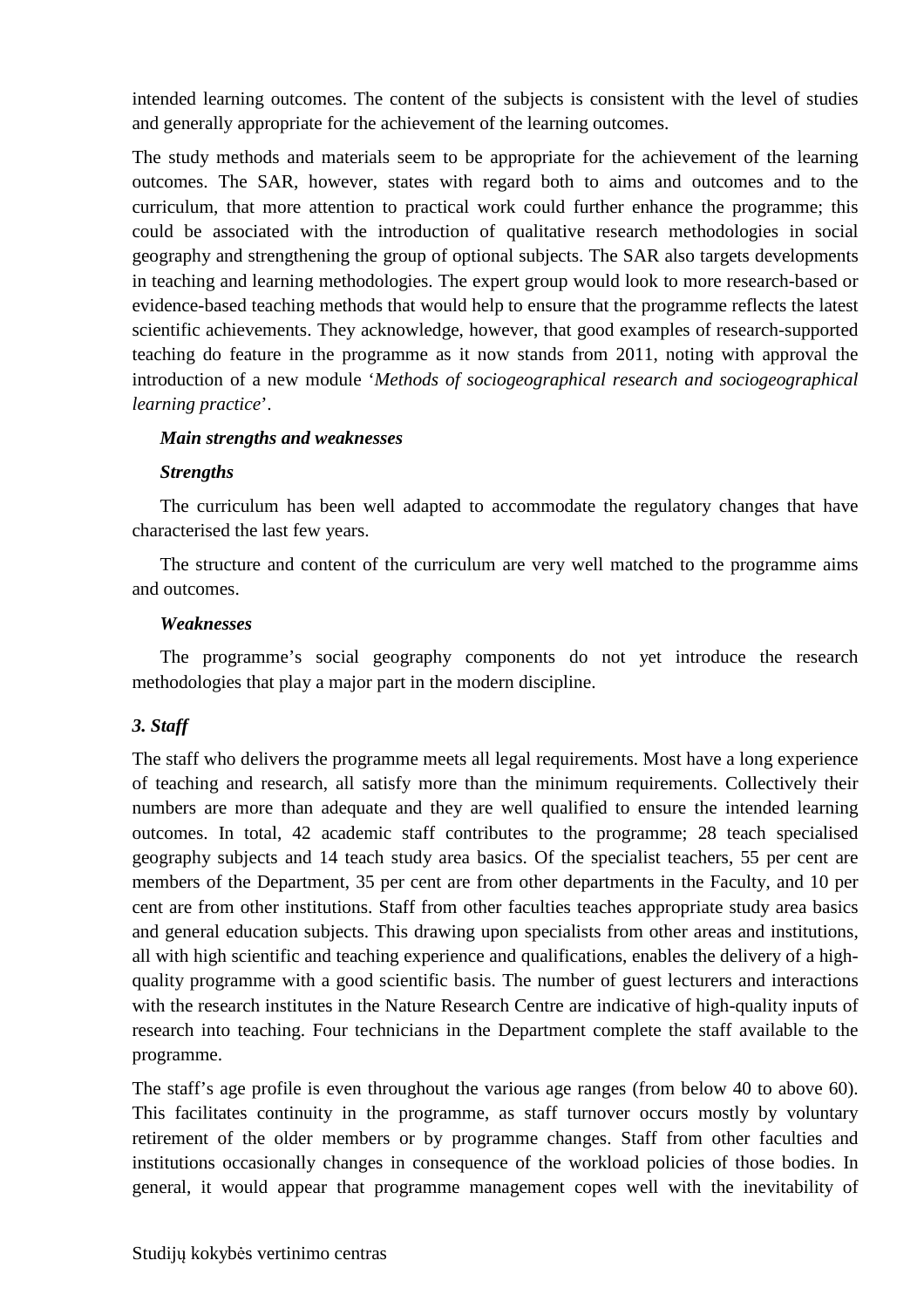intended learning outcomes. The content of the subjects is consistent with the level of studies and generally appropriate for the achievement of the learning outcomes.

The study methods and materials seem to be appropriate for the achievement of the learning outcomes. The SAR, however, states with regard both to aims and outcomes and to the curriculum, that more attention to practical work could further enhance the programme; this could be associated with the introduction of qualitative research methodologies in social geography and strengthening the group of optional subjects. The SAR also targets developments in teaching and learning methodologies. The expert group would look to more research-based or evidence-based teaching methods that would help to ensure that the programme reflects the latest scientific achievements. They acknowledge, however, that good examples of research-supported teaching do feature in the programme as it now stands from 2011, noting with approval the introduction of a new module '*Methods of sociogeographical research and sociogeographical learning practice*'.

***Main strengths and weaknesses***

***Strengths***

The curriculum has been well adapted to accommodate the regulatory changes that have characterised the last few years.

The structure and content of the curriculum are very well matched to the programme aims and outcomes.

***Weaknesses***

The programme's social geography components do not yet introduce the research methodologies that play a major part in the modern discipline.

### *3. Staff*

The staff who delivers the programme meets all legal requirements. Most have a long experience of teaching and research, all satisfy more than the minimum requirements. Collectively their numbers are more than adequate and they are well qualified to ensure the intended learning outcomes. In total, 42 academic staff contributes to the programme; 28 teach specialised geography subjects and 14 teach study area basics. Of the specialist teachers, 55 per cent are members of the Department, 35 per cent are from other departments in the Faculty, and 10 per cent are from other institutions. Staff from other faculties teaches appropriate study area basics and general education subjects. This drawing upon specialists from other areas and institutions, all with high scientific and teaching experience and qualifications, enables the delivery of a high-quality programme with a good scientific basis. The number of guest lecturers and interactions with the research institutes in the Nature Research Centre are indicative of high-quality inputs of research into teaching. Four technicians in the Department complete the staff available to the programme.

The staff's age profile is even throughout the various age ranges (from below 40 to above 60). This facilitates continuity in the programme, as staff turnover occurs mostly by voluntary retirement of the older members or by programme changes. Staff from other faculties and institutions occasionally changes in consequence of the workload policies of those bodies. In general, it would appear that programme management copes well with the inevitability of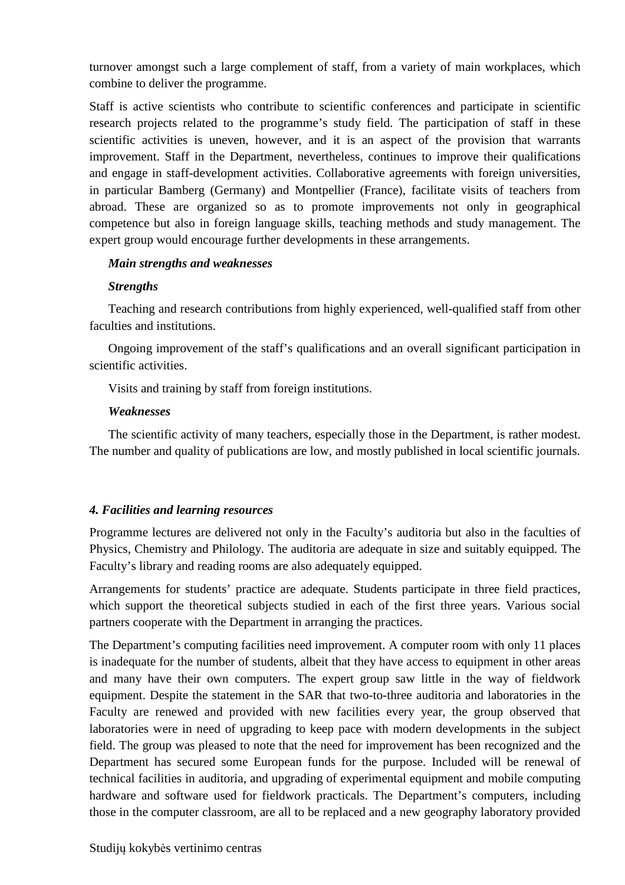turnover amongst such a large complement of staff, from a variety of main workplaces, which combine to deliver the programme.

Staff is active scientists who contribute to scientific conferences and participate in scientific research projects related to the programme's study field. The participation of staff in these scientific activities is uneven, however, and it is an aspect of the provision that warrants improvement. Staff in the Department, nevertheless, continues to improve their qualifications and engage in staff-development activities. Collaborative agreements with foreign universities, in particular Bamberg (Germany) and Montpellier (France), facilitate visits of teachers from abroad. These are organized so as to promote improvements not only in geographical competence but also in foreign language skills, teaching methods and study management. The expert group would encourage further developments in these arrangements.

***Main strengths and weaknesses***

***Strengths***

Teaching and research contributions from highly experienced, well-qualified staff from other faculties and institutions.

Ongoing improvement of the staff's qualifications and an overall significant participation in scientific activities.

Visits and training by staff from foreign institutions.

***Weaknesses***

The scientific activity of many teachers, especially those in the Department, is rather modest. The number and quality of publications are low, and mostly published in local scientific journals.

### *4. Facilities and learning resources*

Programme lectures are delivered not only in the Faculty's auditoria but also in the faculties of Physics, Chemistry and Philology. The auditoria are adequate in size and suitably equipped. The Faculty's library and reading rooms are also adequately equipped.

Arrangements for students' practice are adequate. Students participate in three field practices, which support the theoretical subjects studied in each of the first three years. Various social partners cooperate with the Department in arranging the practices.

The Department's computing facilities need improvement. A computer room with only 11 places is inadequate for the number of students, albeit that they have access to equipment in other areas and many have their own computers. The expert group saw little in the way of fieldwork equipment. Despite the statement in the SAR that two-to-three auditoria and laboratories in the Faculty are renewed and provided with new facilities every year, the group observed that laboratories were in need of upgrading to keep pace with modern developments in the subject field. The group was pleased to note that the need for improvement has been recognized and the Department has secured some European funds for the purpose. Included will be renewal of technical facilities in auditoria, and upgrading of experimental equipment and mobile computing hardware and software used for fieldwork practicals. The Department's computers, including those in the computer classroom, are all to be replaced and a new geography laboratory provided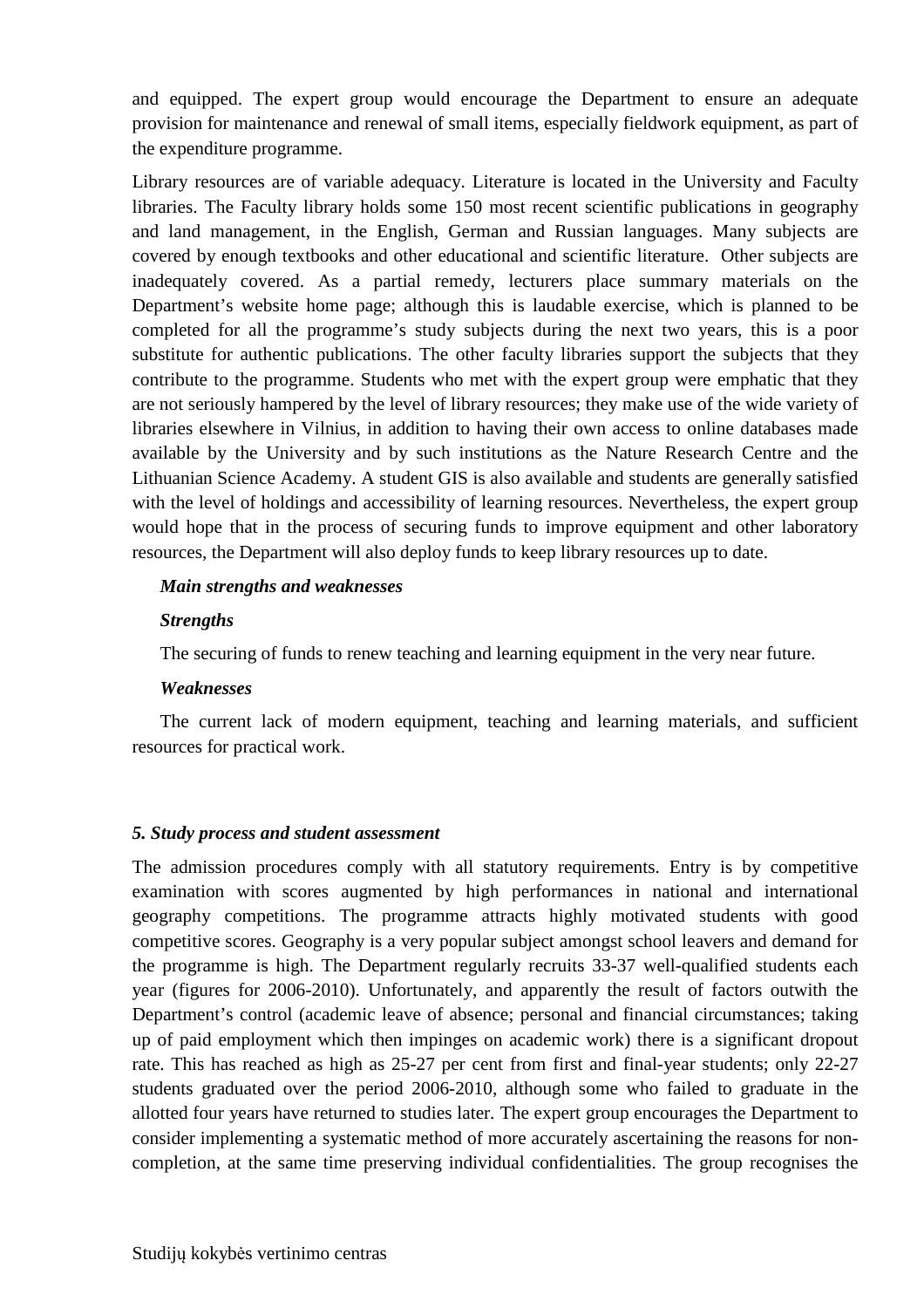and equipped. The expert group would encourage the Department to ensure an adequate provision for maintenance and renewal of small items, especially fieldwork equipment, as part of the expenditure programme.

Library resources are of variable adequacy. Literature is located in the University and Faculty libraries. The Faculty library holds some 150 most recent scientific publications in geography and land management, in the English, German and Russian languages. Many subjects are covered by enough textbooks and other educational and scientific literature. Other subjects are inadequately covered. As a partial remedy, lecturers place summary materials on the Department's website home page; although this is laudable exercise, which is planned to be completed for all the programme's study subjects during the next two years, this is a poor substitute for authentic publications. The other faculty libraries support the subjects that they contribute to the programme. Students who met with the expert group were emphatic that they are not seriously hampered by the level of library resources; they make use of the wide variety of libraries elsewhere in Vilnius, in addition to having their own access to online databases made available by the University and by such institutions as the Nature Research Centre and the Lithuanian Science Academy. A student GIS is also available and students are generally satisfied with the level of holdings and accessibility of learning resources. Nevertheless, the expert group would hope that in the process of securing funds to improve equipment and other laboratory resources, the Department will also deploy funds to keep library resources up to date.

***Main strengths and weaknesses***

***Strengths***

The securing of funds to renew teaching and learning equipment in the very near future.

***Weaknesses***

The current lack of modern equipment, teaching and learning materials, and sufficient resources for practical work.

### *5. Study process and student assessment*

The admission procedures comply with all statutory requirements. Entry is by competitive examination with scores augmented by high performances in national and international geography competitions. The programme attracts highly motivated students with good competitive scores. Geography is a very popular subject amongst school leavers and demand for the programme is high. The Department regularly recruits 33-37 well-qualified students each year (figures for 2006-2010). Unfortunately, and apparently the result of factors outwith the Department's control (academic leave of absence; personal and financial circumstances; taking up of paid employment which then impinges on academic work) there is a significant dropout rate. This has reached as high as 25-27 per cent from first and final-year students; only 22-27 students graduated over the period 2006-2010, although some who failed to graduate in the allotted four years have returned to studies later. The expert group encourages the Department to consider implementing a systematic method of more accurately ascertaining the reasons for non-completion, at the same time preserving individual confidentialities. The group recognises the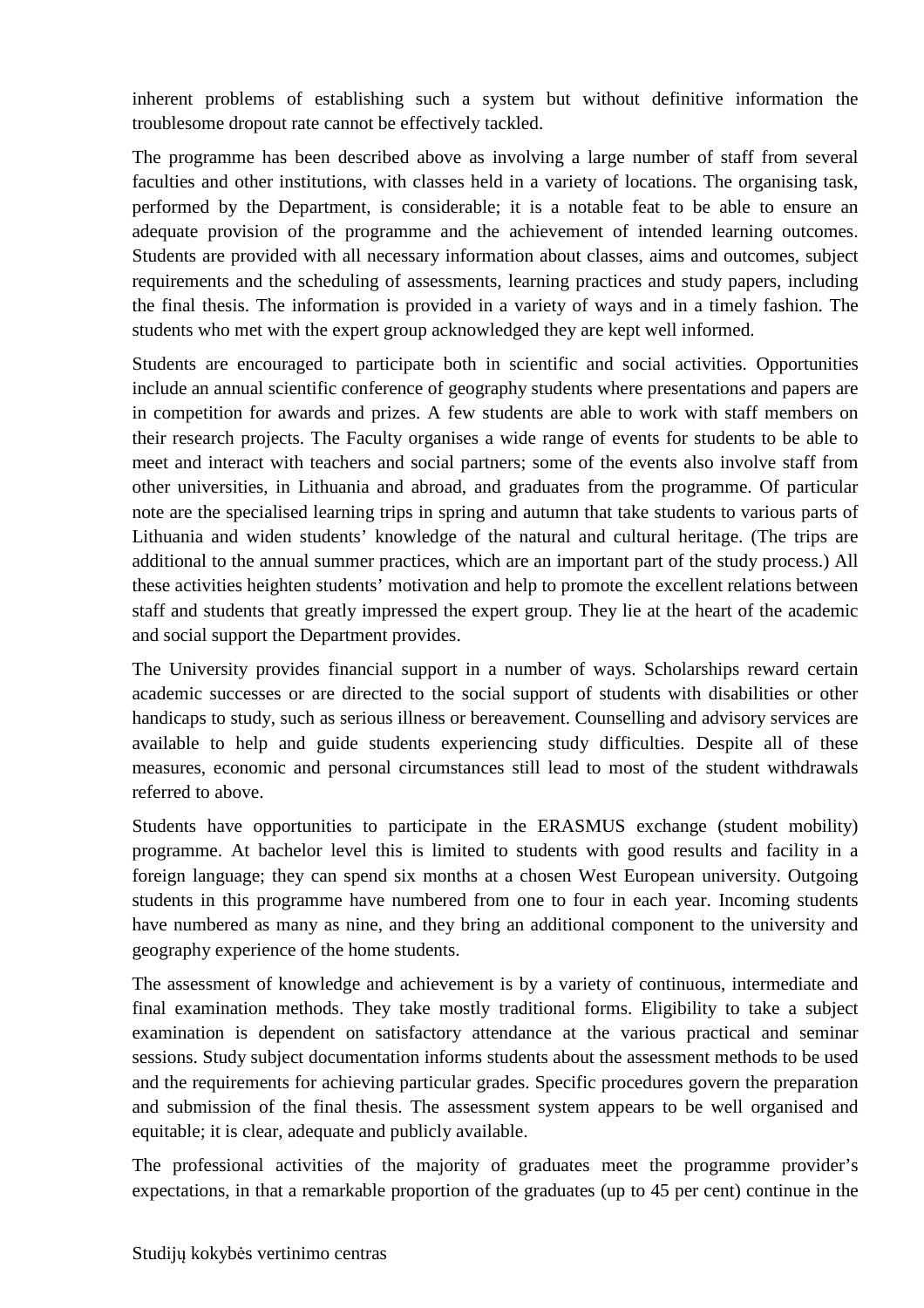inherent problems of establishing such a system but without definitive information the troublesome dropout rate cannot be effectively tackled.

The programme has been described above as involving a large number of staff from several faculties and other institutions, with classes held in a variety of locations. The organising task, performed by the Department, is considerable; it is a notable feat to be able to ensure an adequate provision of the programme and the achievement of intended learning outcomes. Students are provided with all necessary information about classes, aims and outcomes, subject requirements and the scheduling of assessments, learning practices and study papers, including the final thesis. The information is provided in a variety of ways and in a timely fashion. The students who met with the expert group acknowledged they are kept well informed.

Students are encouraged to participate both in scientific and social activities. Opportunities include an annual scientific conference of geography students where presentations and papers are in competition for awards and prizes. A few students are able to work with staff members on their research projects. The Faculty organises a wide range of events for students to be able to meet and interact with teachers and social partners; some of the events also involve staff from other universities, in Lithuania and abroad, and graduates from the programme. Of particular note are the specialised learning trips in spring and autumn that take students to various parts of Lithuania and widen students' knowledge of the natural and cultural heritage. (The trips are additional to the annual summer practices, which are an important part of the study process.) All these activities heighten students' motivation and help to promote the excellent relations between staff and students that greatly impressed the expert group. They lie at the heart of the academic and social support the Department provides.

The University provides financial support in a number of ways. Scholarships reward certain academic successes or are directed to the social support of students with disabilities or other handicaps to study, such as serious illness or bereavement. Counselling and advisory services are available to help and guide students experiencing study difficulties. Despite all of these measures, economic and personal circumstances still lead to most of the student withdrawals referred to above.

Students have opportunities to participate in the ERASMUS exchange (student mobility) programme. At bachelor level this is limited to students with good results and facility in a foreign language; they can spend six months at a chosen West European university. Outgoing students in this programme have numbered from one to four in each year. Incoming students have numbered as many as nine, and they bring an additional component to the university and geography experience of the home students.

The assessment of knowledge and achievement is by a variety of continuous, intermediate and final examination methods. They take mostly traditional forms. Eligibility to take a subject examination is dependent on satisfactory attendance at the various practical and seminar sessions. Study subject documentation informs students about the assessment methods to be used and the requirements for achieving particular grades. Specific procedures govern the preparation and submission of the final thesis. The assessment system appears to be well organised and equitable; it is clear, adequate and publicly available.

The professional activities of the majority of graduates meet the programme provider's expectations, in that a remarkable proportion of the graduates (up to 45 per cent) continue in the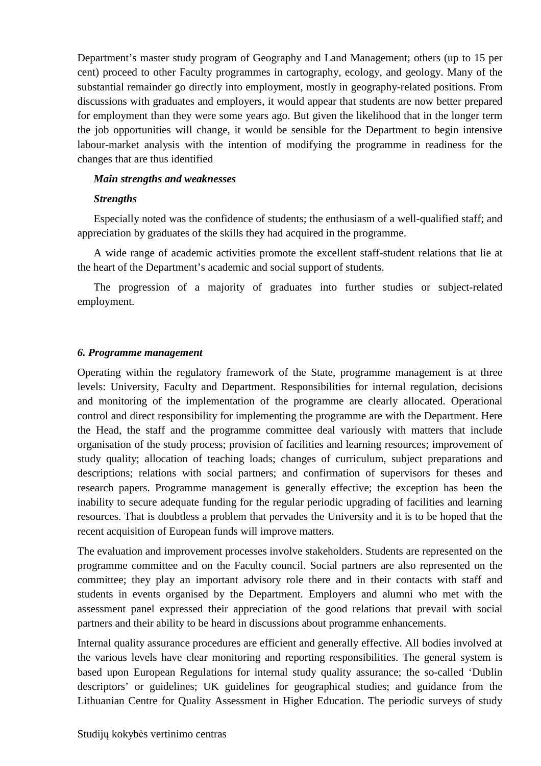Department's master study program of Geography and Land Management; others (up to 15 per cent) proceed to other Faculty programmes in cartography, ecology, and geology. Many of the substantial remainder go directly into employment, mostly in geography-related positions. From discussions with graduates and employers, it would appear that students are now better prepared for employment than they were some years ago. But given the likelihood that in the longer term the job opportunities will change, it would be sensible for the Department to begin intensive labour-market analysis with the intention of modifying the programme in readiness for the changes that are thus identified

***Main strengths and weaknesses***

***Strengths***

Especially noted was the confidence of students; the enthusiasm of a well-qualified staff; and appreciation by graduates of the skills they had acquired in the programme.

A wide range of academic activities promote the excellent staff-student relations that lie at the heart of the Department's academic and social support of students.

The progression of a majority of graduates into further studies or subject-related employment.

### *6. Programme management*

Operating within the regulatory framework of the State, programme management is at three levels: University, Faculty and Department. Responsibilities for internal regulation, decisions and monitoring of the implementation of the programme are clearly allocated. Operational control and direct responsibility for implementing the programme are with the Department. Here the Head, the staff and the programme committee deal variously with matters that include organisation of the study process; provision of facilities and learning resources; improvement of study quality; allocation of teaching loads; changes of curriculum, subject preparations and descriptions; relations with social partners; and confirmation of supervisors for theses and research papers. Programme management is generally effective; the exception has been the inability to secure adequate funding for the regular periodic upgrading of facilities and learning resources. That is doubtless a problem that pervades the University and it is to be hoped that the recent acquisition of European funds will improve matters.

The evaluation and improvement processes involve stakeholders. Students are represented on the programme committee and on the Faculty council. Social partners are also represented on the committee; they play an important advisory role there and in their contacts with staff and students in events organised by the Department. Employers and alumni who met with the assessment panel expressed their appreciation of the good relations that prevail with social partners and their ability to be heard in discussions about programme enhancements.

Internal quality assurance procedures are efficient and generally effective. All bodies involved at the various levels have clear monitoring and reporting responsibilities. The general system is based upon European Regulations for internal study quality assurance; the so-called 'Dublin descriptors' or guidelines; UK guidelines for geographical studies; and guidance from the Lithuanian Centre for Quality Assessment in Higher Education. The periodic surveys of study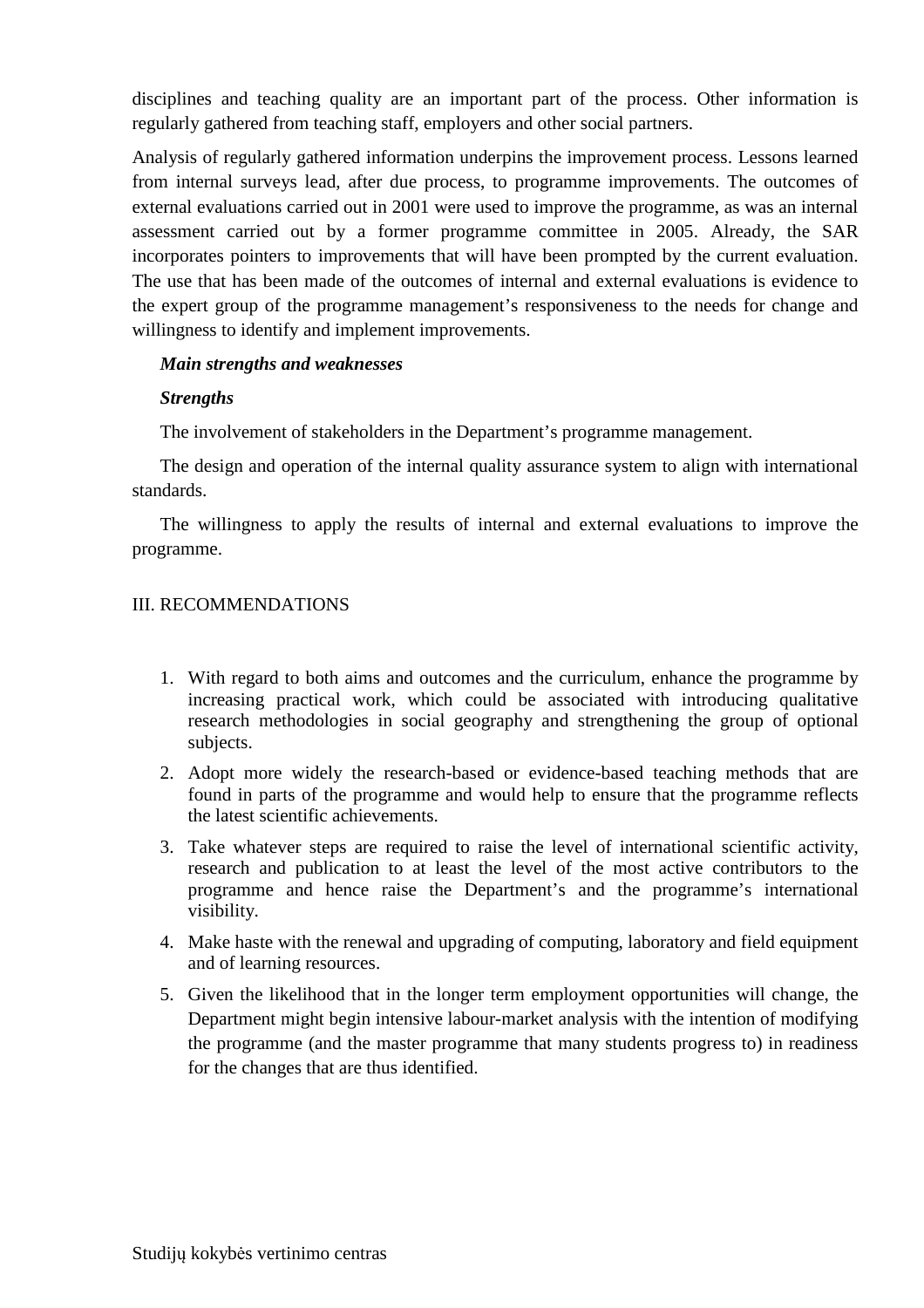disciplines and teaching quality are an important part of the process. Other information is regularly gathered from teaching staff, employers and other social partners.

Analysis of regularly gathered information underpins the improvement process. Lessons learned from internal surveys lead, after due process, to programme improvements. The outcomes of external evaluations carried out in 2001 were used to improve the programme, as was an internal assessment carried out by a former programme committee in 2005. Already, the SAR incorporates pointers to improvements that will have been prompted by the current evaluation. The use that has been made of the outcomes of internal and external evaluations is evidence to the expert group of the programme management's responsiveness to the needs for change and willingness to identify and implement improvements.

***Main strengths and weaknesses***

***Strengths***

The involvement of stakeholders in the Department's programme management.

The design and operation of the internal quality assurance system to align with international standards.

The willingness to apply the results of internal and external evaluations to improve the programme.

## III. RECOMMENDATIONS

1. With regard to both aims and outcomes and the curriculum, enhance the programme by increasing practical work, which could be associated with introducing qualitative research methodologies in social geography and strengthening the group of optional subjects.
2. Adopt more widely the research-based or evidence-based teaching methods that are found in parts of the programme and would help to ensure that the programme reflects the latest scientific achievements.
3. Take whatever steps are required to raise the level of international scientific activity, research and publication to at least the level of the most active contributors to the programme and hence raise the Department's and the programme's international visibility.
4. Make haste with the renewal and upgrading of computing, laboratory and field equipment and of learning resources.
5. Given the likelihood that in the longer term employment opportunities will change, the Department might begin intensive labour-market analysis with the intention of modifying the programme (and the master programme that many students progress to) in readiness for the changes that are thus identified.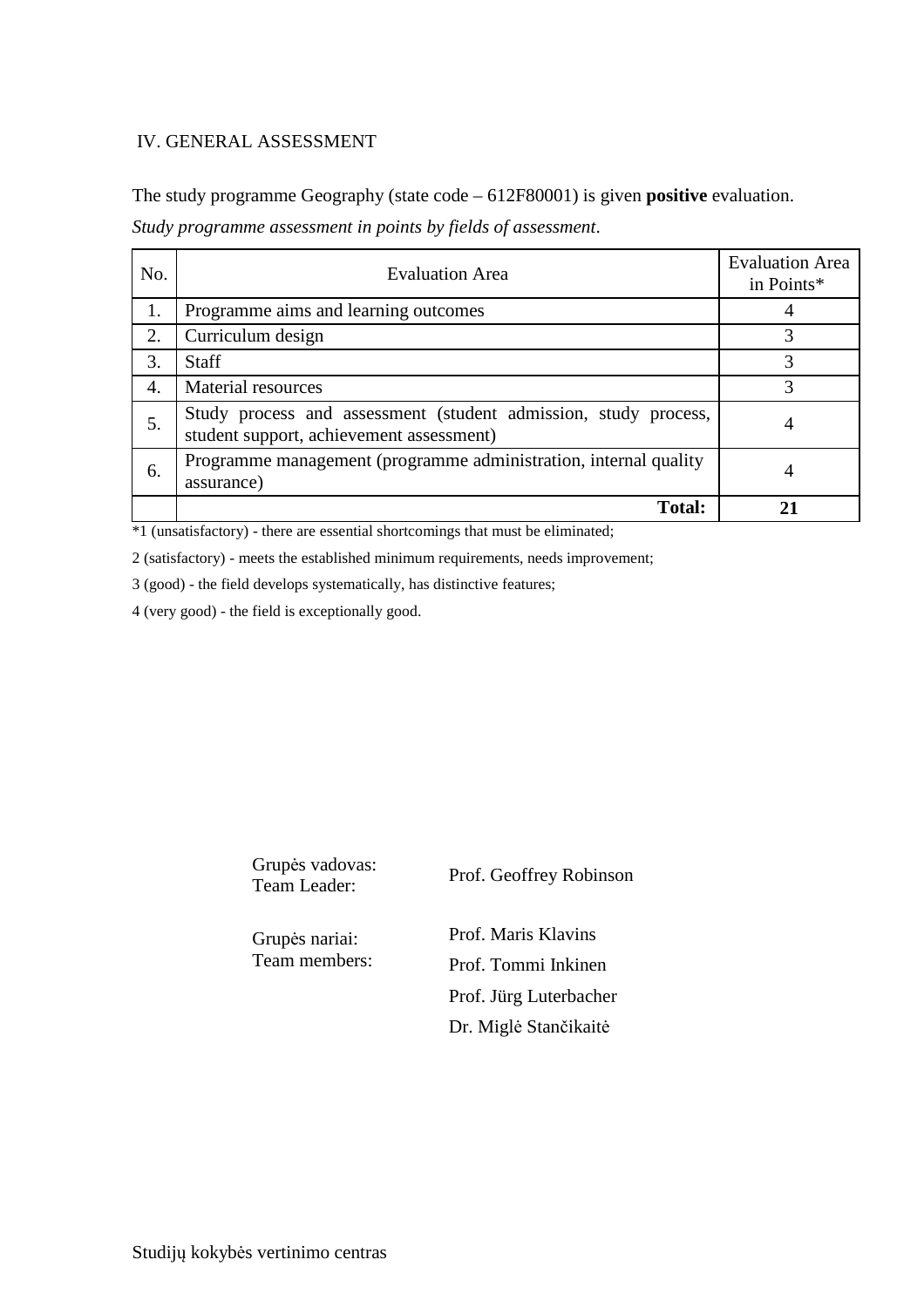## IV. GENERAL ASSESSMENT

The study programme Geography (state code – 612F80001) is given **positive** evaluation.

*Study programme assessment in points by fields of assessment*.

| No. | Evaluation Area | Evaluation Area in Points* |
|---|---|---|
| 1. | Programme aims and learning outcomes | 4 |
| 2. | Curriculum design | 3 |
| 3. | Staff | 3 |
| 4. | Material resources | 3 |
| 5. | Study process and assessment (student admission, study process, student support, achievement assessment) | 4 |
| 6. | Programme management (programme administration, internal quality assurance) | 4 |
| | **Total:** | **21** |

*1 (unsatisfactory) - there are essential shortcomings that must be eliminated;

2 (satisfactory) - meets the established minimum requirements, needs improvement;

3 (good) - the field develops systematically, has distinctive features;

4 (very good) - the field is exceptionally good.

| | |
|---|---|
| Grupės vadovas:<br>Team Leader: | Prof. Geoffrey Robinson |
| Grupės nariai:<br>Team members: | Prof. Maris Klavins<br>Prof. Tommi Inkinen<br>Prof. Jürg Luterbacher<br>Dr. Miglė Stančikaitė |

Studijų kokybės vertinimo centras